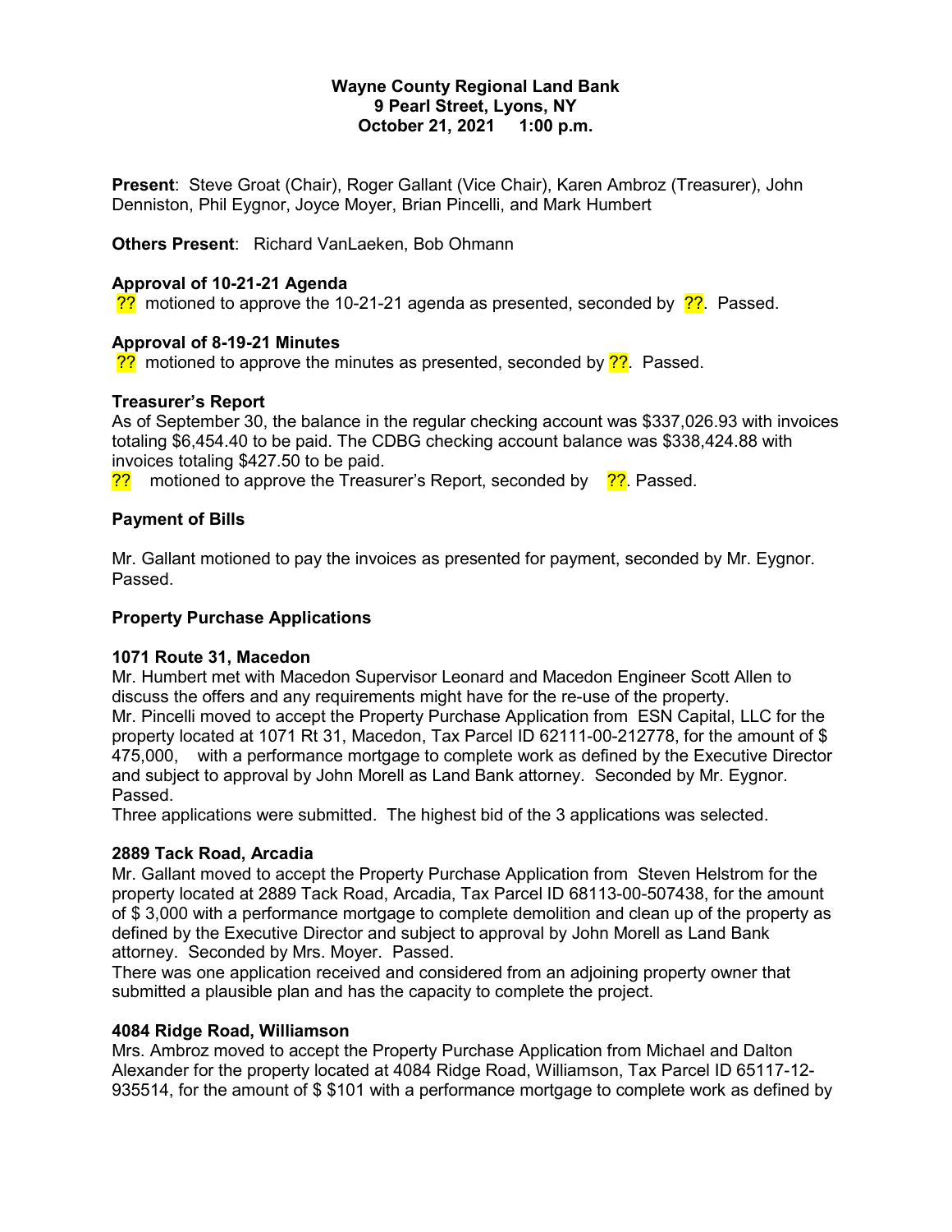**Wayne County Regional Land Bank**
**9 Pearl Street, Lyons, NY**
**October 21, 2021 1:00 p.m.**

**Present**: Steve Groat (Chair), Roger Gallant (Vice Chair), Karen Ambroz (Treasurer), John Denniston, Phil Eygnor, Joyce Moyer, Brian Pincelli, and Mark Humbert

**Others Present**: Richard VanLaeken, Bob Ohmann

**Approval of 10-21-21 Agenda**

?? motioned to approve the 10-21-21 agenda as presented, seconded by ??. Passed.

**Approval of 8-19-21 Minutes**

?? motioned to approve the minutes as presented, seconded by ??. Passed.

**Treasurer's Report**

As of September 30, the balance in the regular checking account was $337,026.93 with invoices totaling $6,454.40 to be paid. The CDBG checking account balance was $338,424.88 with invoices totaling $427.50 to be paid.

?? motioned to approve the Treasurer's Report, seconded by ??. Passed.

**Payment of Bills**

Mr. Gallant motioned to pay the invoices as presented for payment, seconded by Mr. Eygnor. Passed.

**Property Purchase Applications**

**1071 Route 31, Macedon**

Mr. Humbert met with Macedon Supervisor Leonard and Macedon Engineer Scott Allen to discuss the offers and any requirements might have for the re-use of the property.
Mr. Pincelli moved to accept the Property Purchase Application from ESN Capital, LLC for the property located at 1071 Rt 31, Macedon, Tax Parcel ID 62111-00-212778, for the amount of $ 475,000, with a performance mortgage to complete work as defined by the Executive Director and subject to approval by John Morell as Land Bank attorney. Seconded by Mr. Eygnor. Passed.
Three applications were submitted. The highest bid of the 3 applications was selected.

**2889 Tack Road, Arcadia**

Mr. Gallant moved to accept the Property Purchase Application from Steven Helstrom for the property located at 2889 Tack Road, Arcadia, Tax Parcel ID 68113-00-507438, for the amount of $ 3,000 with a performance mortgage to complete demolition and clean up of the property as defined by the Executive Director and subject to approval by John Morell as Land Bank attorney. Seconded by Mrs. Moyer. Passed.
There was one application received and considered from an adjoining property owner that submitted a plausible plan and has the capacity to complete the project.

**4084 Ridge Road, Williamson**

Mrs. Ambroz moved to accept the Property Purchase Application from Michael and Dalton Alexander for the property located at 4084 Ridge Road, Williamson, Tax Parcel ID 65117-12-935514, for the amount of $ $101 with a performance mortgage to complete work as defined by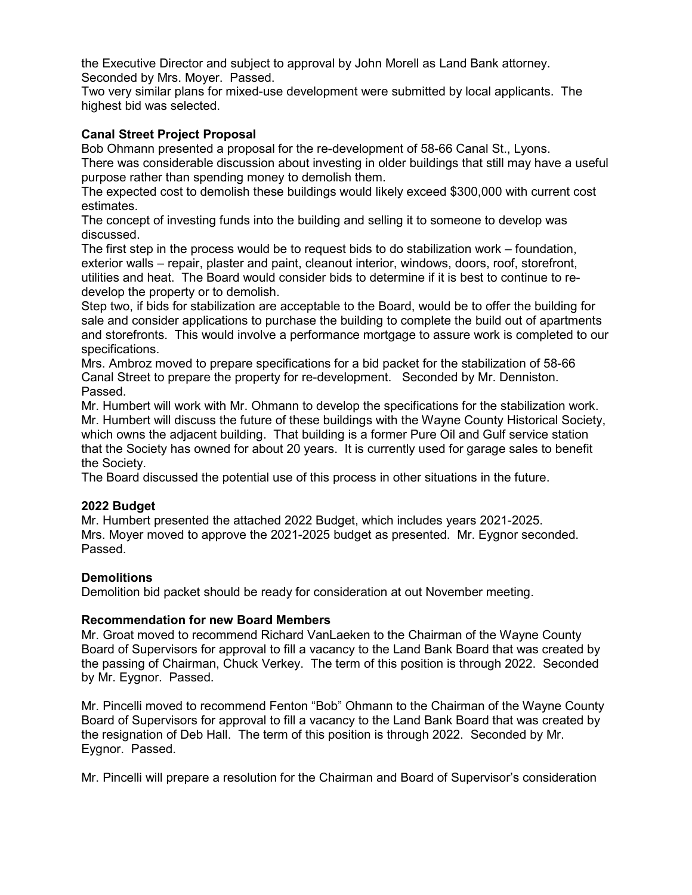the Executive Director and subject to approval by John Morell as Land Bank attorney. Seconded by Mrs. Moyer. Passed.

Two very similar plans for mixed-use development were submitted by local applicants. The highest bid was selected.

**Canal Street Project Proposal**

Bob Ohmann presented a proposal for the re-development of 58-66 Canal St., Lyons.

There was considerable discussion about investing in older buildings that still may have a useful purpose rather than spending money to demolish them.

The expected cost to demolish these buildings would likely exceed $300,000 with current cost estimates.

The concept of investing funds into the building and selling it to someone to develop was discussed.

The first step in the process would be to request bids to do stabilization work – foundation, exterior walls – repair, plaster and paint, cleanout interior, windows, doors, roof, storefront, utilities and heat. The Board would consider bids to determine if it is best to continue to re-develop the property or to demolish.

Step two, if bids for stabilization are acceptable to the Board, would be to offer the building for sale and consider applications to purchase the building to complete the build out of apartments and storefronts. This would involve a performance mortgage to assure work is completed to our specifications.

Mrs. Ambroz moved to prepare specifications for a bid packet for the stabilization of 58-66 Canal Street to prepare the property for re-development. Seconded by Mr. Denniston. Passed.

Mr. Humbert will work with Mr. Ohmann to develop the specifications for the stabilization work.

Mr. Humbert will discuss the future of these buildings with the Wayne County Historical Society, which owns the adjacent building. That building is a former Pure Oil and Gulf service station that the Society has owned for about 20 years. It is currently used for garage sales to benefit the Society.

The Board discussed the potential use of this process in other situations in the future.

**2022 Budget**

Mr. Humbert presented the attached 2022 Budget, which includes years 2021-2025.

Mrs. Moyer moved to approve the 2021-2025 budget as presented. Mr. Eygnor seconded. Passed.

**Demolitions**

Demolition bid packet should be ready for consideration at out November meeting.

**Recommendation for new Board Members**

Mr. Groat moved to recommend Richard VanLaeken to the Chairman of the Wayne County Board of Supervisors for approval to fill a vacancy to the Land Bank Board that was created by the passing of Chairman, Chuck Verkey. The term of this position is through 2022. Seconded by Mr. Eygnor. Passed.

Mr. Pincelli moved to recommend Fenton "Bob" Ohmann to the Chairman of the Wayne County Board of Supervisors for approval to fill a vacancy to the Land Bank Board that was created by the resignation of Deb Hall. The term of this position is through 2022. Seconded by Mr. Eygnor. Passed.

Mr. Pincelli will prepare a resolution for the Chairman and Board of Supervisor's consideration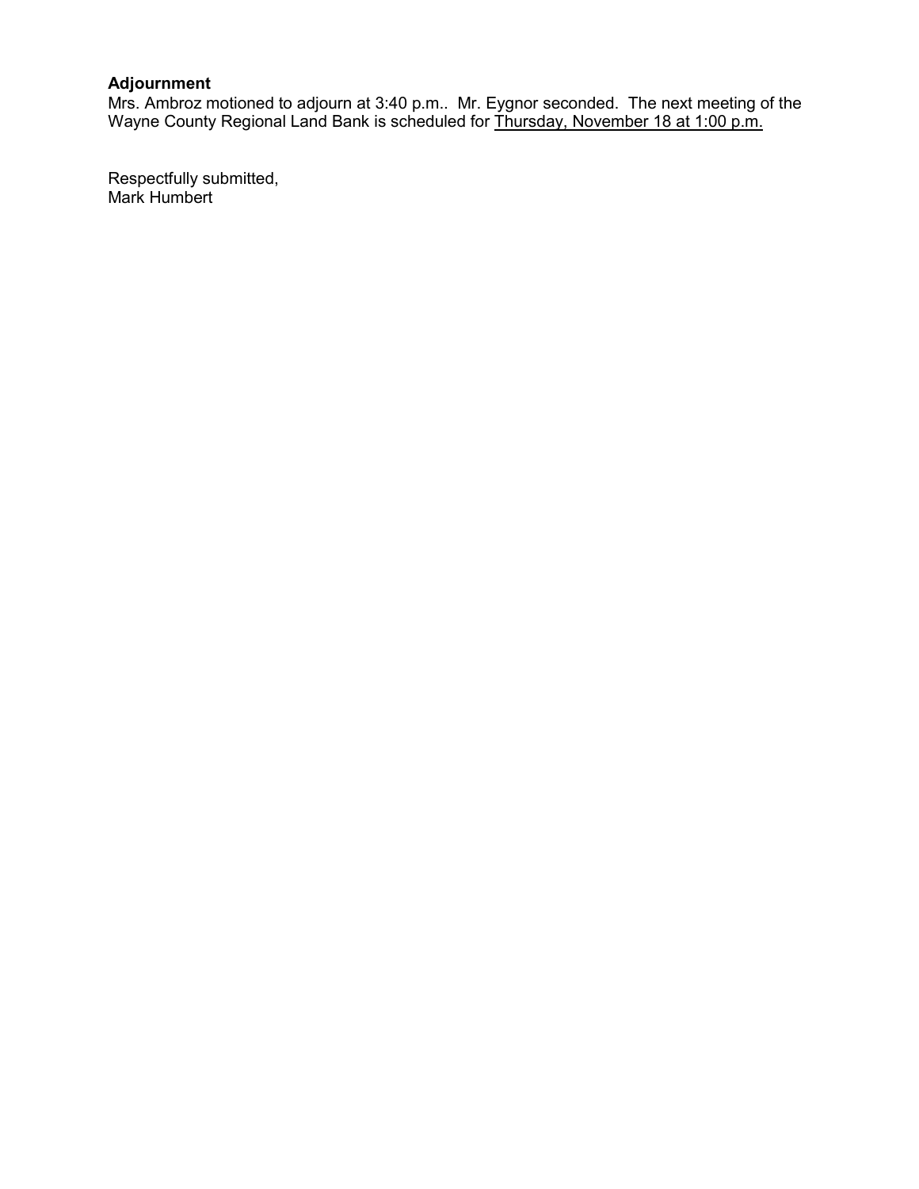**Adjournment**
Mrs. Ambroz motioned to adjourn at 3:40 p.m.. Mr. Eygnor seconded. The next meeting of the Wayne County Regional Land Bank is scheduled for <u>Thursday, November 18 at 1:00 p.m.</u>

Respectfully submitted,
Mark Humbert